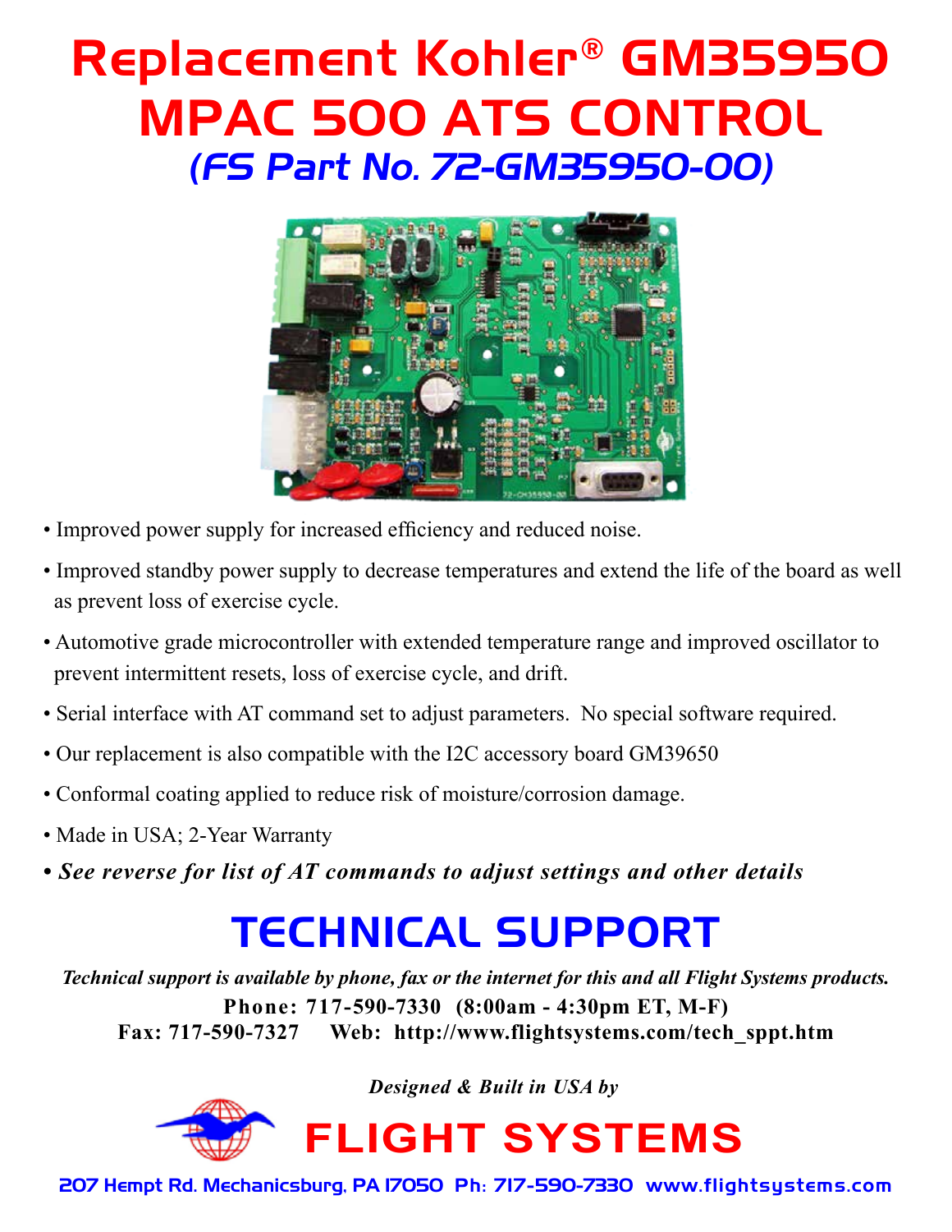# Replacement Kohler® GM35950 MPAC 500 ATS CONTROL

## *(FS Part No. 72-GM35950-00)*

- Improved power supply for increased efficiency and reduced noise.
- Improved standby power supply to decrease temperatures and extend the life of the board as well as prevent loss of exercise cycle.
- Automotive grade microcontroller with extended temperature range and improved oscillator to prevent intermittent resets, loss of exercise cycle, and drift.
- Serial interface with AT command set to adjust parameters. No special software required.
- Our replacement is also compatible with the I2C accessory board GM39650
- Conformal coating applied to reduce risk of moisture/corrosion damage.
- Made in USA; 2-Year Warranty
- ***See reverse for list of AT commands to adjust settings and other details***

## TECHNICAL SUPPORT

***Technical support is available by phone, fax or the internet for this and all Flight Systems products.***

**Phone: 717-590-7330 (8:00am - 4:30pm ET, M-F)**

**Fax: 717-590-7327 Web: http://www.flightsystems.com/tech_sppt.htm**

***Designed & Built in USA by***

## FLIGHT SYSTEMS

207 Hempt Rd. Mechanicsburg, PA 17050 Ph: 717-590-7330 www.flightsystems.com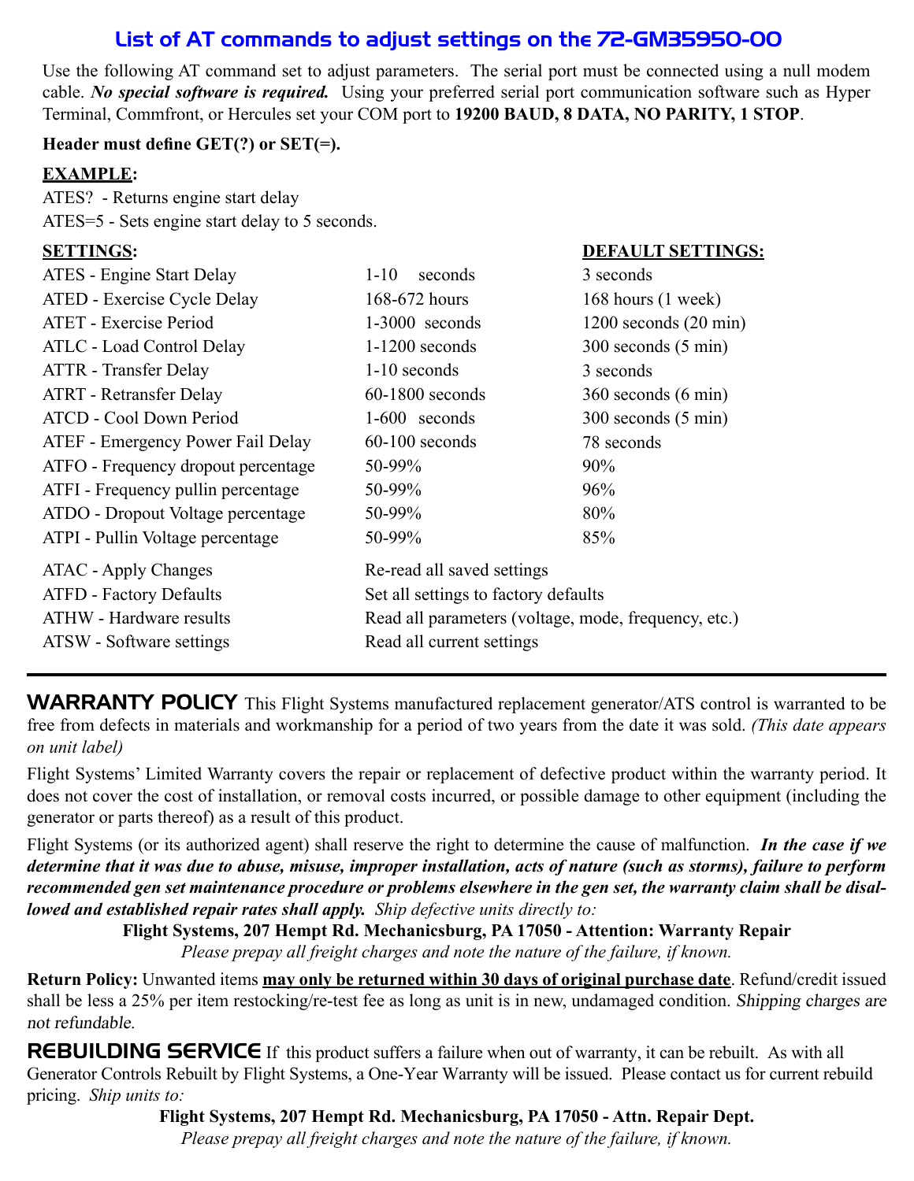# List of AT commands to adjust settings on the 72-GM35950-00

Use the following AT command set to adjust parameters. The serial port must be connected using a null modem cable. ***No special software is required.*** Using your preferred serial port communication software such as Hyper Terminal, Commfront, or Hercules set your COM port to **19200 BAUD, 8 DATA, NO PARITY, 1 STOP**.

**Header must define GET(?) or SET(=).**

**EXAMPLE:**

ATES? - Returns engine start delay
ATES=5 - Sets engine start delay to 5 seconds.

| **SETTINGS:** | | **DEFAULT SETTINGS:** |
|---|---|---|
| ATES - Engine Start Delay | 1-10 seconds | 3 seconds |
| ATED - Exercise Cycle Delay | 168-672 hours | 168 hours (1 week) |
| ATET - Exercise Period | 1-3000 seconds | 1200 seconds (20 min) |
| ATLC - Load Control Delay | 1-1200 seconds | 300 seconds (5 min) |
| ATTR - Transfer Delay | 1-10 seconds | 3 seconds |
| ATRT - Retransfer Delay | 60-1800 seconds | 360 seconds (6 min) |
| ATCD - Cool Down Period | 1-600 seconds | 300 seconds (5 min) |
| ATEF - Emergency Power Fail Delay | 60-100 seconds | 78 seconds |
| ATFO - Frequency dropout percentage | 50-99% | 90% |
| ATFI - Frequency pullin percentage | 50-99% | 96% |
| ATDO - Dropout Voltage percentage | 50-99% | 80% |
| ATPI - Pullin Voltage percentage | 50-99% | 85% |

| | |
|---|---|
| ATAC - Apply Changes | Re-read all saved settings |
| ATFD - Factory Defaults | Set all settings to factory defaults |
| ATHW - Hardware results | Read all parameters (voltage, mode, frequency, etc.) |
| ATSW - Software settings | Read all current settings |

---

**WARRANTY POLICY** This Flight Systems manufactured replacement generator/ATS control is warranted to be free from defects in materials and workmanship for a period of two years from the date it was sold. *(This date appears on unit label)*

Flight Systems' Limited Warranty covers the repair or replacement of defective product within the warranty period. It does not cover the cost of installation, or removal costs incurred, or possible damage to other equipment (including the generator or parts thereof) as a result of this product.

Flight Systems (or its authorized agent) shall reserve the right to determine the cause of malfunction. ***In the case if we determine that it was due to abuse, misuse, improper installation, acts of nature (such as storms), failure to perform recommended gen set maintenance procedure or problems elsewhere in the gen set, the warranty claim shall be disallowed and established repair rates shall apply.*** *Ship defective units directly to:*

**Flight Systems, 207 Hempt Rd. Mechanicsburg, PA 17050 - Attention: Warranty Repair**

*Please prepay all freight charges and note the nature of the failure, if known.*

**Return Policy:** Unwanted items **may only be returned within 30 days of original purchase date**. Refund/credit issued shall be less a 25% per item restocking/re-test fee as long as unit is in new, undamaged condition. *Shipping charges are not refundable.*

**REBUILDING SERVICE** If this product suffers a failure when out of warranty, it can be rebuilt. As with all Generator Controls Rebuilt by Flight Systems, a One-Year Warranty will be issued. Please contact us for current rebuild pricing. *Ship units to:*

**Flight Systems, 207 Hempt Rd. Mechanicsburg, PA 17050 - Attn. Repair Dept.**

*Please prepay all freight charges and note the nature of the failure, if known.*